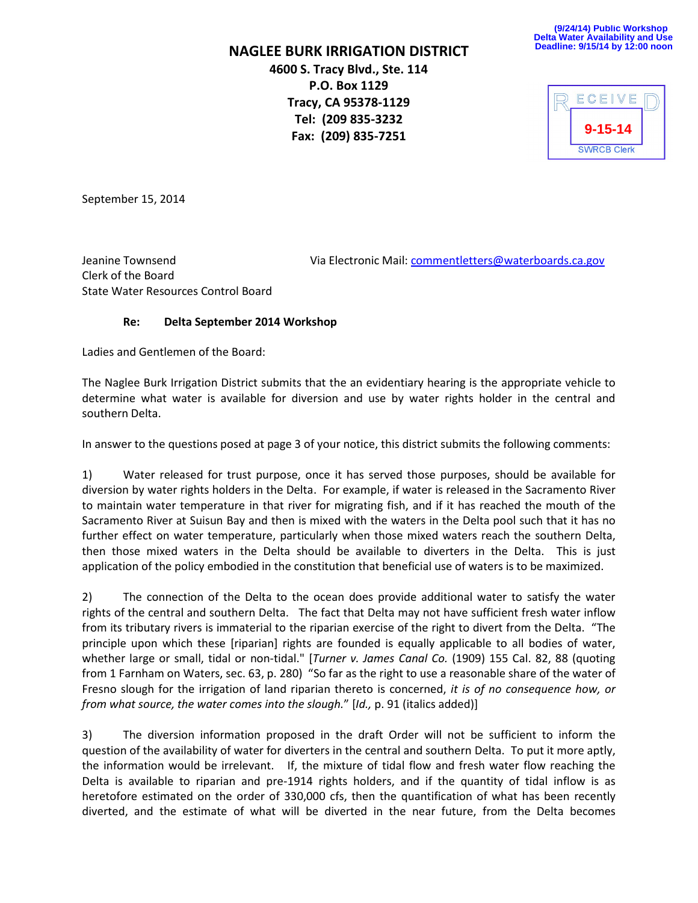(9/24/14) Public Workshop
Delta Water Availability and Use
Deadline: 9/15/14 by 12:00 noon

**NAGLEE BURK IRRIGATION DISTRICT**

**4600 S. Tracy Blvd., Ste. 114**
**P.O. Box 1129**
**Tracy, CA 95378-1129**
**Tel: (209 835-3232**
**Fax: (209) 835-7251**

RECEIVED
9-15-14
SWRCB Clerk

September 15, 2014

Jeanine Townsend
Clerk of the Board
State Water Resources Control Board

Via Electronic Mail: commentletters@waterboards.ca.gov

**Re: Delta September 2014 Workshop**

Ladies and Gentlemen of the Board:

The Naglee Burk Irrigation District submits that the an evidentiary hearing is the appropriate vehicle to determine what water is available for diversion and use by water rights holder in the central and southern Delta.

In answer to the questions posed at page 3 of your notice, this district submits the following comments:

1) Water released for trust purpose, once it has served those purposes, should be available for diversion by water rights holders in the Delta. For example, if water is released in the Sacramento River to maintain water temperature in that river for migrating fish, and if it has reached the mouth of the Sacramento River at Suisun Bay and then is mixed with the waters in the Delta pool such that it has no further effect on water temperature, particularly when those mixed waters reach the southern Delta, then those mixed waters in the Delta should be available to diverters in the Delta. This is just application of the policy embodied in the constitution that beneficial use of waters is to be maximized.

2) The connection of the Delta to the ocean does provide additional water to satisfy the water rights of the central and southern Delta. The fact that Delta may not have sufficient fresh water inflow from its tributary rivers is immaterial to the riparian exercise of the right to divert from the Delta. "The principle upon which these [riparian] rights are founded is equally applicable to all bodies of water, whether large or small, tidal or non-tidal." [*Turner v. James Canal Co.* (1909) 155 Cal. 82, 88 (quoting from 1 Farnham on Waters, sec. 63, p. 280) "So far as the right to use a reasonable share of the water of Fresno slough for the irrigation of land riparian thereto is concerned, *it is of no consequence how, or from what source, the water comes into the slough.*" [*Id.*, p. 91 (italics added)]

3) The diversion information proposed in the draft Order will not be sufficient to inform the question of the availability of water for diverters in the central and southern Delta. To put it more aptly, the information would be irrelevant. If, the mixture of tidal flow and fresh water flow reaching the Delta is available to riparian and pre-1914 rights holders, and if the quantity of tidal inflow is as heretofore estimated on the order of 330,000 cfs, then the quantification of what has been recently diverted, and the estimate of what will be diverted in the near future, from the Delta becomes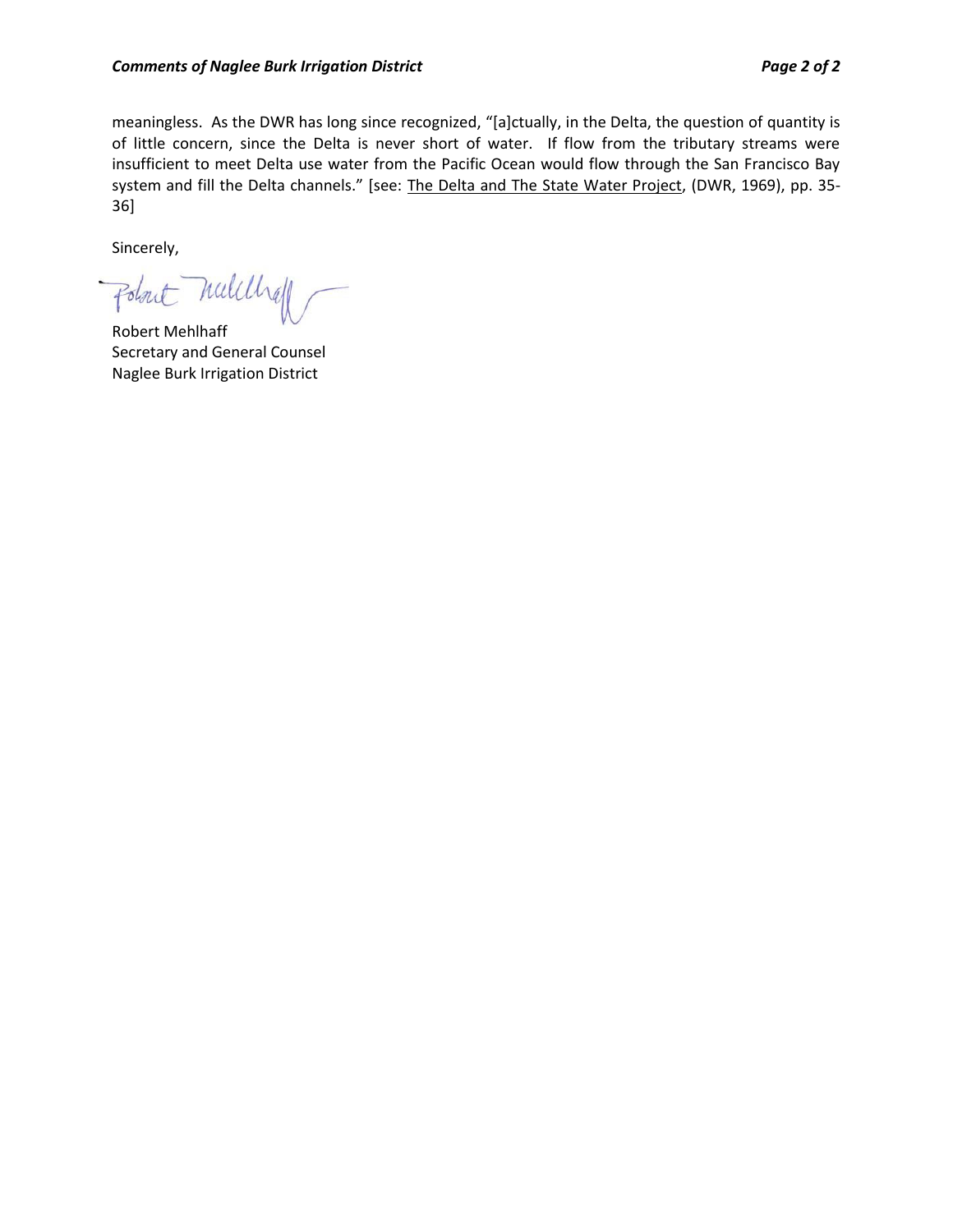meaningless. As the DWR has long since recognized, "[a]ctually, in the Delta, the question of quantity is of little concern, since the Delta is never short of water. If flow from the tributary streams were insufficient to meet Delta use water from the Pacific Ocean would flow through the San Francisco Bay system and fill the Delta channels." [see: The Delta and The State Water Project, (DWR, 1969), pp. 35-36]

Sincerely,

Robert Mehlhaff
Secretary and General Counsel
Naglee Burk Irrigation District